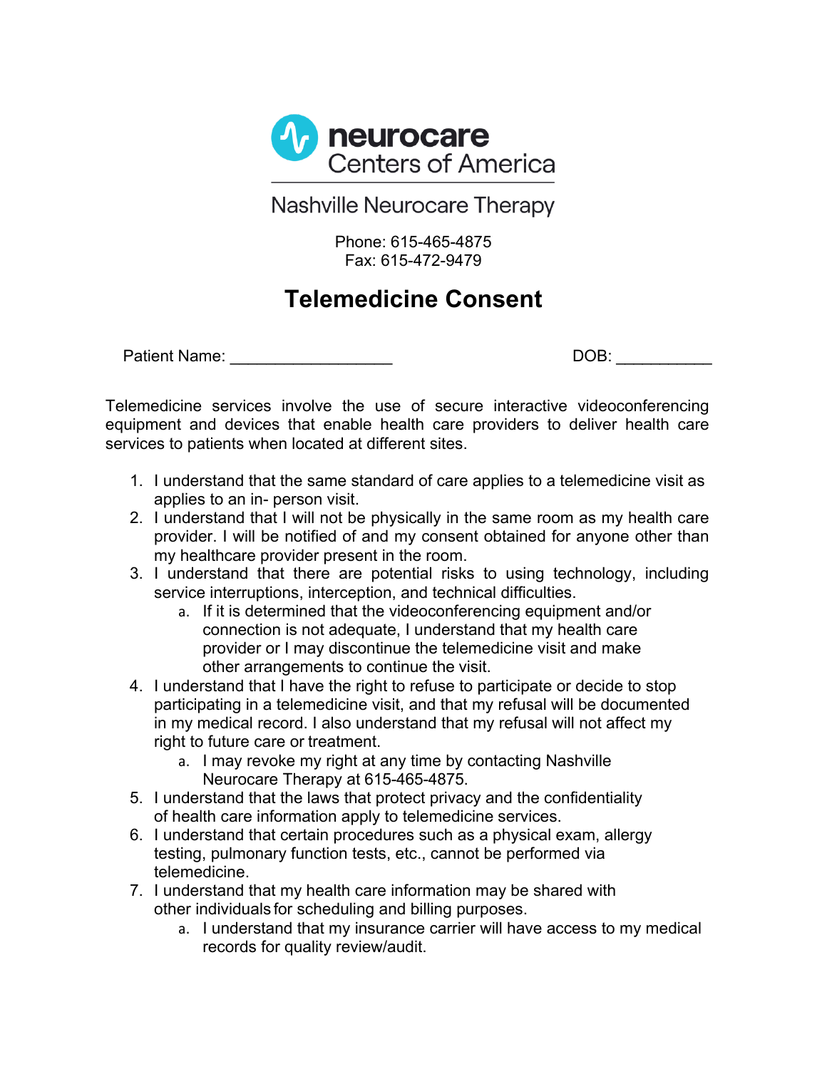**neurocare**
Centers of America

Nashville Neurocare Therapy

Phone: 615-465-4875
Fax: 615-472-9479

# Telemedicine Consent

Patient Name: ___________________ DOB: ___________

Telemedicine services involve the use of secure interactive videoconferencing equipment and devices that enable health care providers to deliver health care services to patients when located at different sites.

1. I understand that the same standard of care applies to a telemedicine visit as applies to an in- person visit.
2. I understand that I will not be physically in the same room as my health care provider. I will be notified of and my consent obtained for anyone other than my healthcare provider present in the room.
3. I understand that there are potential risks to using technology, including service interruptions, interception, and technical difficulties.
   a. If it is determined that the videoconferencing equipment and/or connection is not adequate, I understand that my health care provider or I may discontinue the telemedicine visit and make other arrangements to continue the visit.
4. I understand that I have the right to refuse to participate or decide to stop participating in a telemedicine visit, and that my refusal will be documented in my medical record. I also understand that my refusal will not affect my right to future care or treatment.
   a. I may revoke my right at any time by contacting Nashville Neurocare Therapy at 615-465-4875.
5. I understand that the laws that protect privacy and the confidentiality of health care information apply to telemedicine services.
6. I understand that certain procedures such as a physical exam, allergy testing, pulmonary function tests, etc., cannot be performed via telemedicine.
7. I understand that my health care information may be shared with other individuals for scheduling and billing purposes.
   a. I understand that my insurance carrier will have access to my medical records for quality review/audit.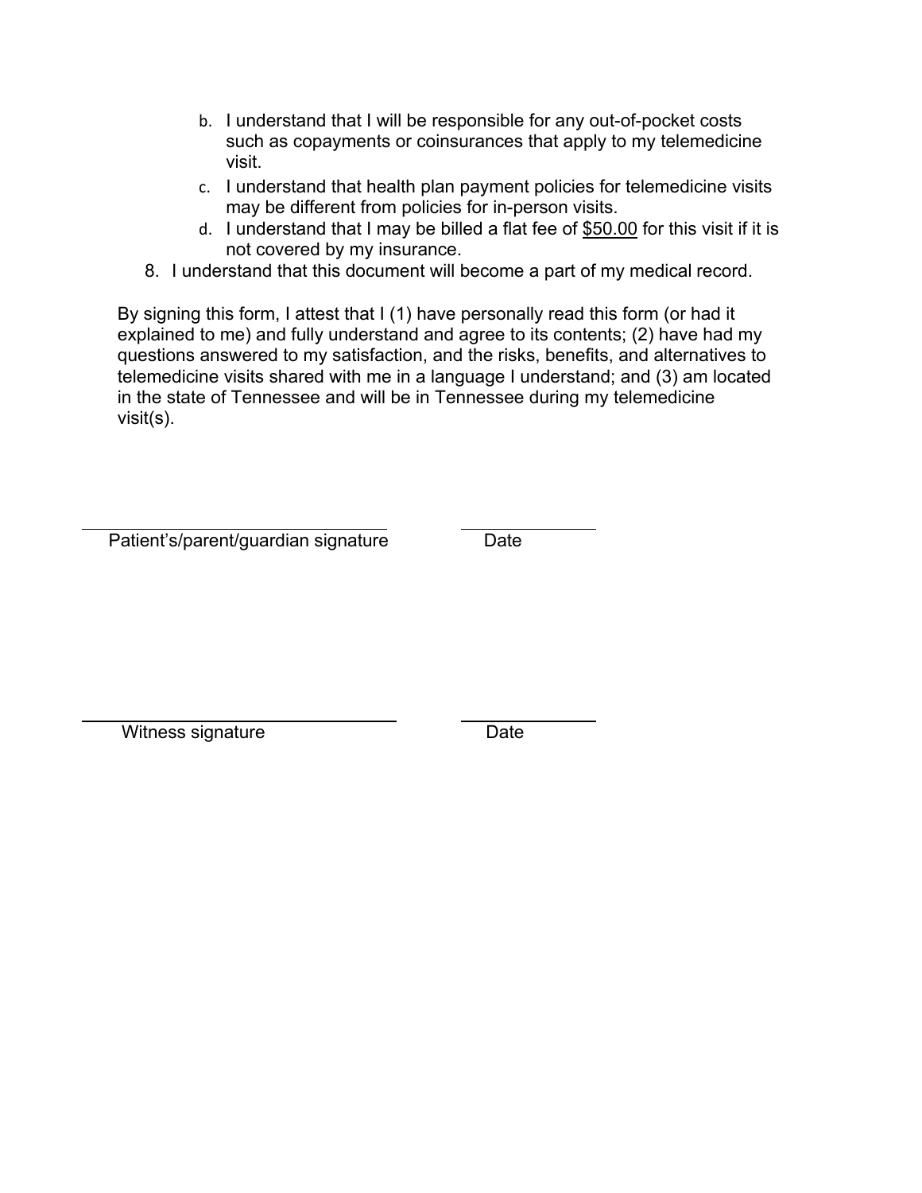b. I understand that I will be responsible for any out-of-pocket costs such as copayments or coinsurances that apply to my telemedicine visit.
   c. I understand that health plan payment policies for telemedicine visits may be different from policies for in-person visits.
   d. I understand that I may be billed a flat fee of <u>$50.00</u> for this visit if it is not covered by my insurance.

8. I understand that this document will become a part of my medical record.

By signing this form, I attest that I (1) have personally read this form (or had it explained to me) and fully understand and agree to its contents; (2) have had my questions answered to my satisfaction, and the risks, benefits, and alternatives to telemedicine visits shared with me in a language I understand; and (3) am located in the state of Tennessee and will be in Tennessee during my telemedicine visit(s).

\_\_\_\_\_\_\_\_\_\_\_\_\_\_\_\_\_\_\_\_\_\_\_\_\_\_\_\_\_\_ \_\_\_\_\_\_\_\_\_\_\_\_

Patient's/parent/guardian signature Date

\_\_\_\_\_\_\_\_\_\_\_\_\_\_\_\_\_\_\_\_\_\_\_\_\_\_\_\_\_\_ \_\_\_\_\_\_\_\_\_\_\_\_

Witness signature Date